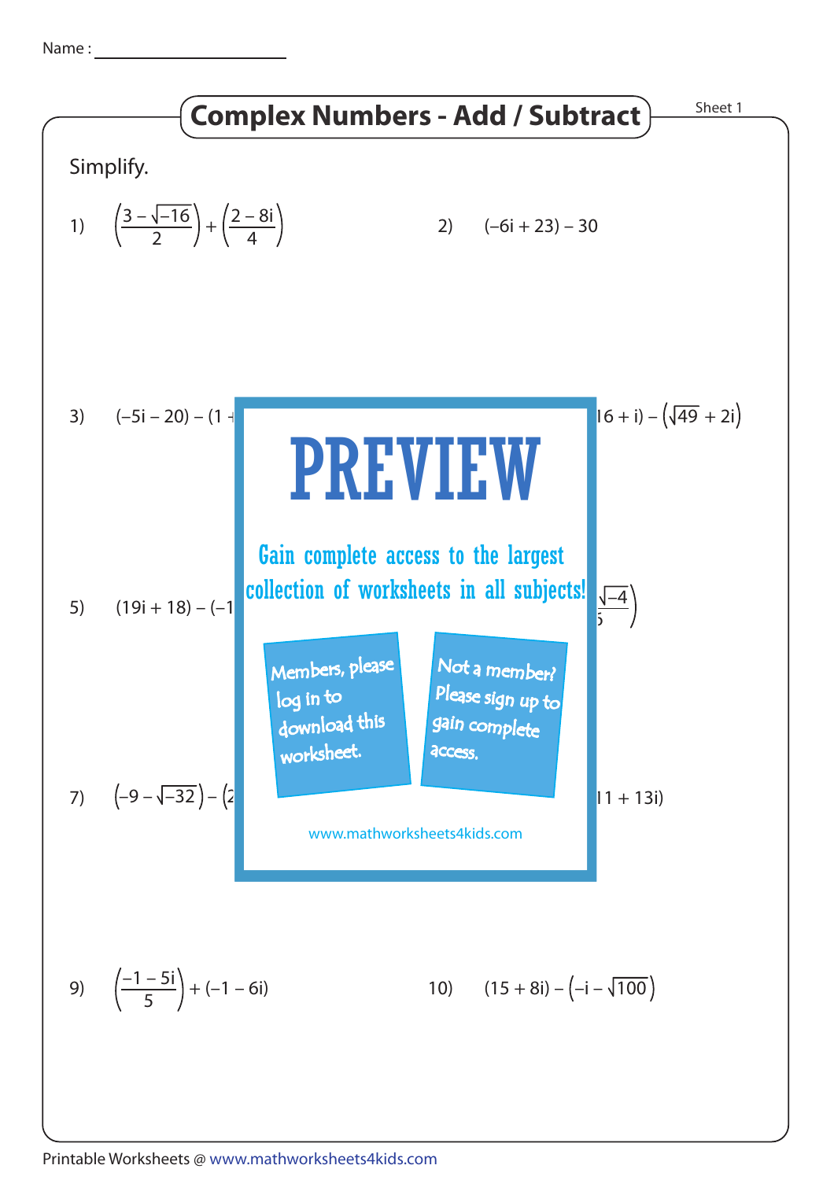Name : ____________________

# Complex Numbers - Add / Subtract

Sheet 1

Simplify.

1) $\left(\frac{3-\sqrt{-16}}{2}\right)+\left(\frac{2-8i}{4}\right)$

2) $(-6i+23)-30$

3) $(-5i-20)-(1+$

6+i) $-\left(\sqrt{49}+2i\right)$

PREVIEW

Gain complete access to the largest collection of worksheets in all subjects!

Members, please log in to download this worksheet.

Not a member? Please sign up to gain complete access.

www.mathworksheets4kids.com

5) $(19i+18)-(-1$

$\sqrt{-4}$
5$\Big)$

7) $\left(-9-\sqrt{-32}\right)-\big(2$

11 + 13i)

9) $\left(\frac{-1-5i}{5}\right)+(-1-6i)$

10) $(15+8i)-\left(-i-\sqrt{100}\right)$

Printable Worksheets @ www.mathworksheets4kids.com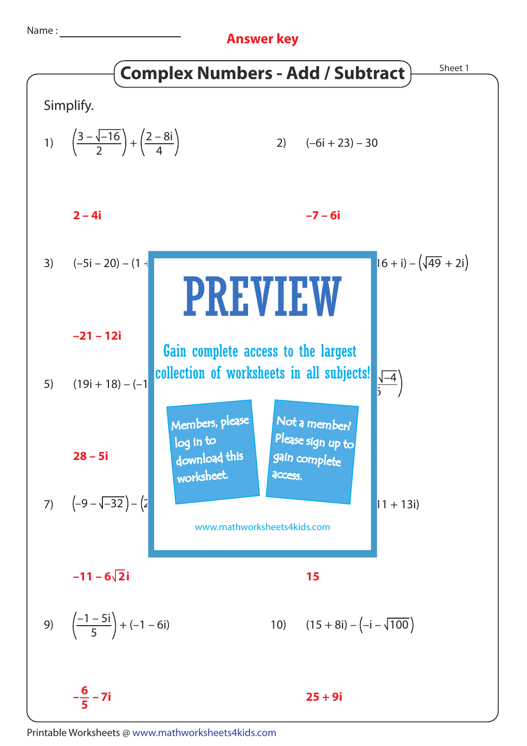Name : ____________________

**Answer key**

# Complex Numbers - Add / Subtract

Sheet 1

Simplify.

1) $\left(\frac{3 - \sqrt{-16}}{2}\right) + \left(\frac{2 - 8i}{4}\right)$

**$2 - 4i$**

2) $(-6i + 23) - 30$

**$-7 - 6i$**

3) $(-5i - 20) - (1 +$

**$-21 - 12i$**

4) $6 + i) - \left(\sqrt{49} + 2i\right)$

5) $(19i + 18) - (-1$

**$28 - 5i$**

6) $\sqrt{-4}$

7) $\left(-9 - \sqrt{-32}\right) - ($

**$-11 - 6\sqrt{2}i$**

8) $1 + 13i)$

**$15$**

PREVIEW

Gain complete access to the largest collection of worksheets in all subjects!

Members, please log in to download this worksheet.

Not a member? Please sign up to gain complete access.

www.mathworksheets4kids.com

9) $\left(\frac{-1 - 5i}{5}\right) + (-1 - 6i)$

**$-\frac{6}{5} - 7i$**

10) $(15 + 8i) - \left(-i - \sqrt{100}\right)$

**$25 + 9i$**

Printable Worksheets @ www.mathworksheets4kids.com